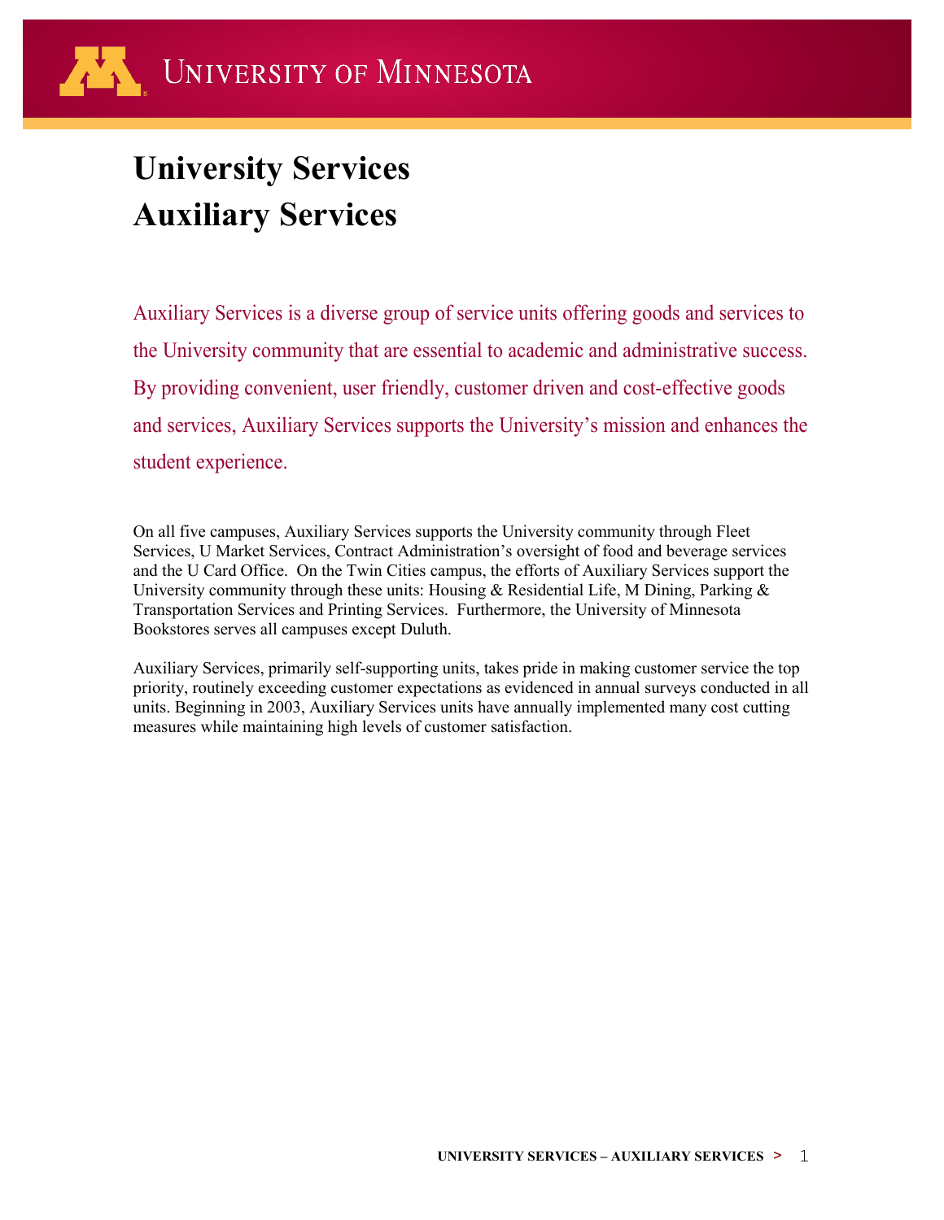# University Services
# Auxiliary Services

Auxiliary Services is a diverse group of service units offering goods and services to the University community that are essential to academic and administrative success. By providing convenient, user friendly, customer driven and cost-effective goods and services, Auxiliary Services supports the University's mission and enhances the student experience.

On all five campuses, Auxiliary Services supports the University community through Fleet Services, U Market Services, Contract Administration's oversight of food and beverage services and the U Card Office. On the Twin Cities campus, the efforts of Auxiliary Services support the University community through these units: Housing & Residential Life, M Dining, Parking & Transportation Services and Printing Services. Furthermore, the University of Minnesota Bookstores serves all campuses except Duluth.

Auxiliary Services, primarily self-supporting units, takes pride in making customer service the top priority, routinely exceeding customer expectations as evidenced in annual surveys conducted in all units. Beginning in 2003, Auxiliary Services units have annually implemented many cost cutting measures while maintaining high levels of customer satisfaction.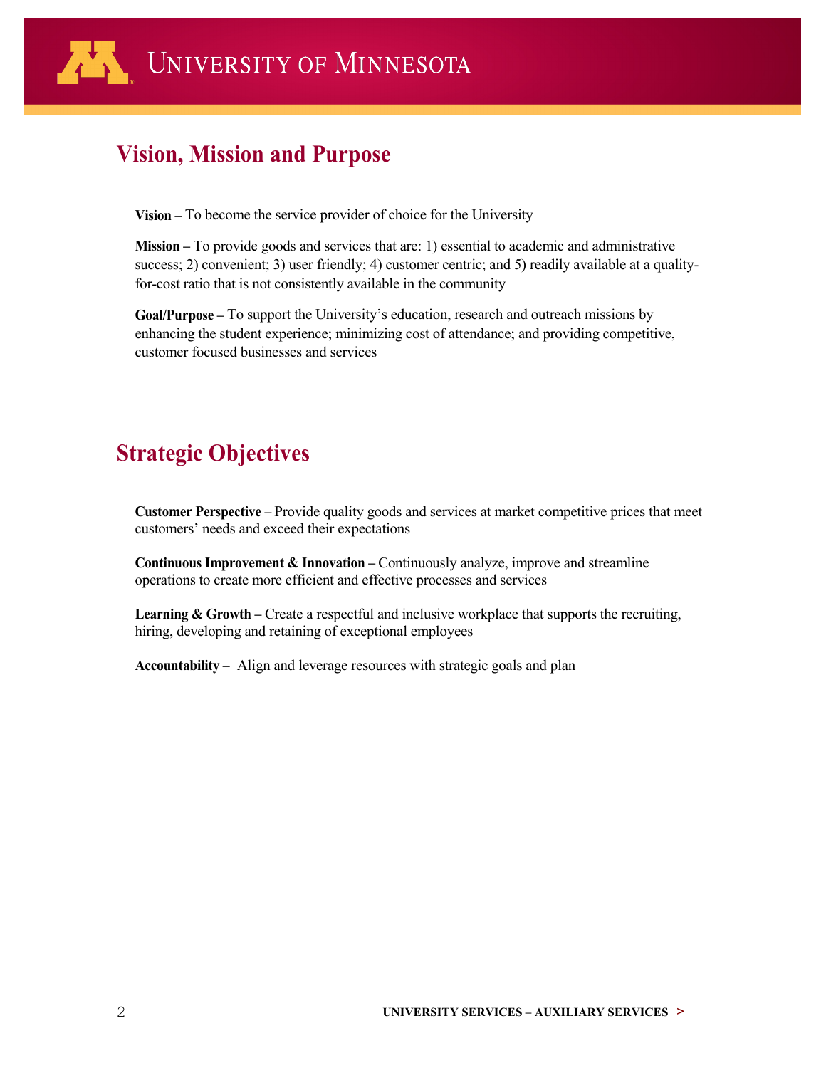## Vision, Mission and Purpose

**Vision –** To become the service provider of choice for the University

**Mission –** To provide goods and services that are: 1) essential to academic and administrative success; 2) convenient; 3) user friendly; 4) customer centric; and 5) readily available at a quality-for-cost ratio that is not consistently available in the community

**Goal/Purpose –** To support the University's education, research and outreach missions by enhancing the student experience; minimizing cost of attendance; and providing competitive, customer focused businesses and services

## Strategic Objectives

**Customer Perspective –** Provide quality goods and services at market competitive prices that meet customers' needs and exceed their expectations

**Continuous Improvement & Innovation –** Continuously analyze, improve and streamline operations to create more efficient and effective processes and services

**Learning & Growth –** Create a respectful and inclusive workplace that supports the recruiting, hiring, developing and retaining of exceptional employees

**Accountability –** Align and leverage resources with strategic goals and plan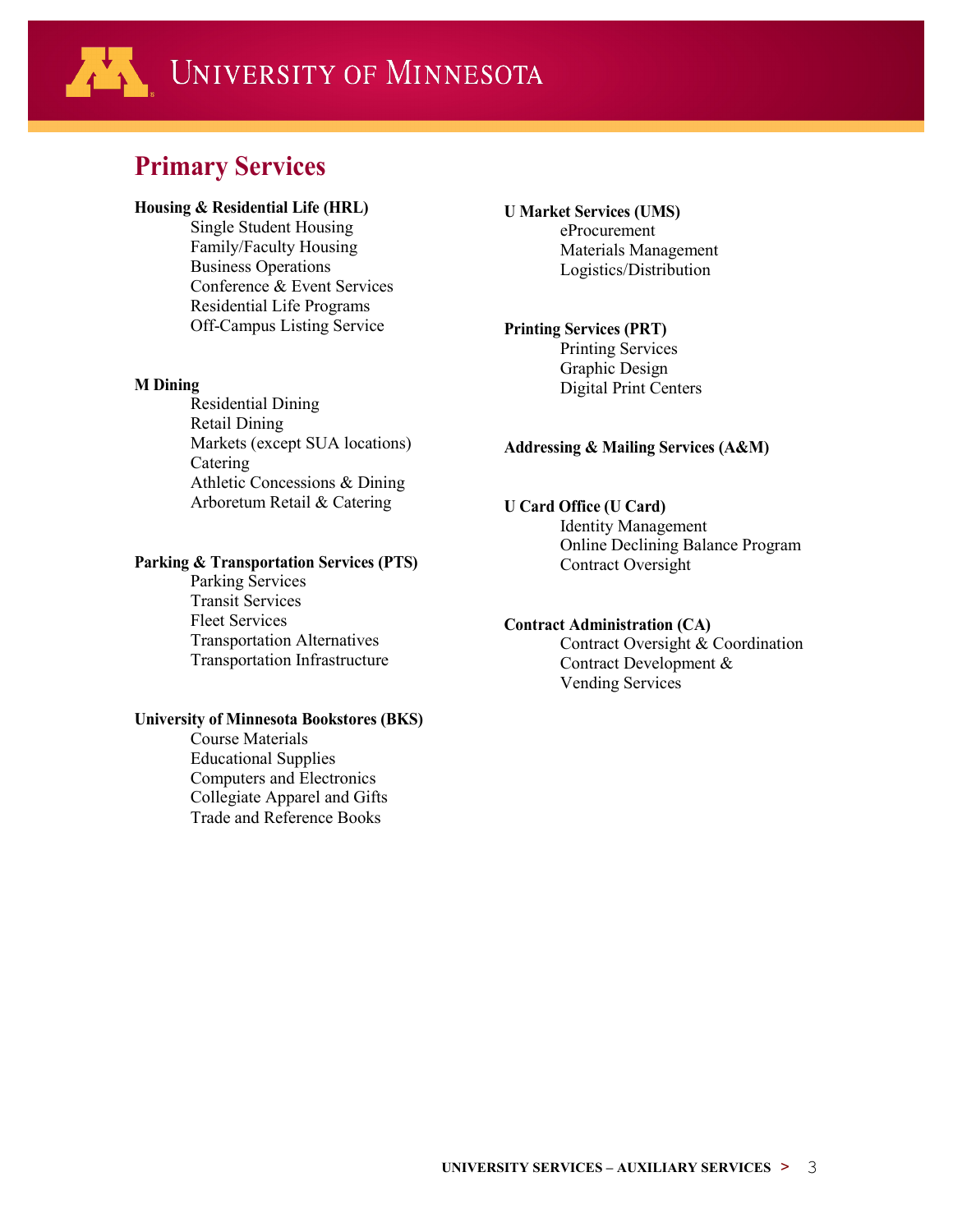# Primary Services

**Housing & Residential Life (HRL)**
- Single Student Housing
- Family/Faculty Housing
- Business Operations
- Conference & Event Services
- Residential Life Programs
- Off-Campus Listing Service

**M Dining**
- Residential Dining
- Retail Dining
- Markets (except SUA locations)
- Catering
- Athletic Concessions & Dining
- Arboretum Retail & Catering

**Parking & Transportation Services (PTS)**
- Parking Services
- Transit Services
- Fleet Services
- Transportation Alternatives
- Transportation Infrastructure

**University of Minnesota Bookstores (BKS)**
- Course Materials
- Educational Supplies
- Computers and Electronics
- Collegiate Apparel and Gifts
- Trade and Reference Books

**U Market Services (UMS)**
- eProcurement
- Materials Management
- Logistics/Distribution

**Printing Services (PRT)**
- Printing Services
- Graphic Design
- Digital Print Centers

**Addressing & Mailing Services (A&M)**

**U Card Office (U Card)**
- Identity Management
- Online Declining Balance Program
- Contract Oversight

**Contract Administration (CA)**
- Contract Oversight & Coordination
- Contract Development & Vending Services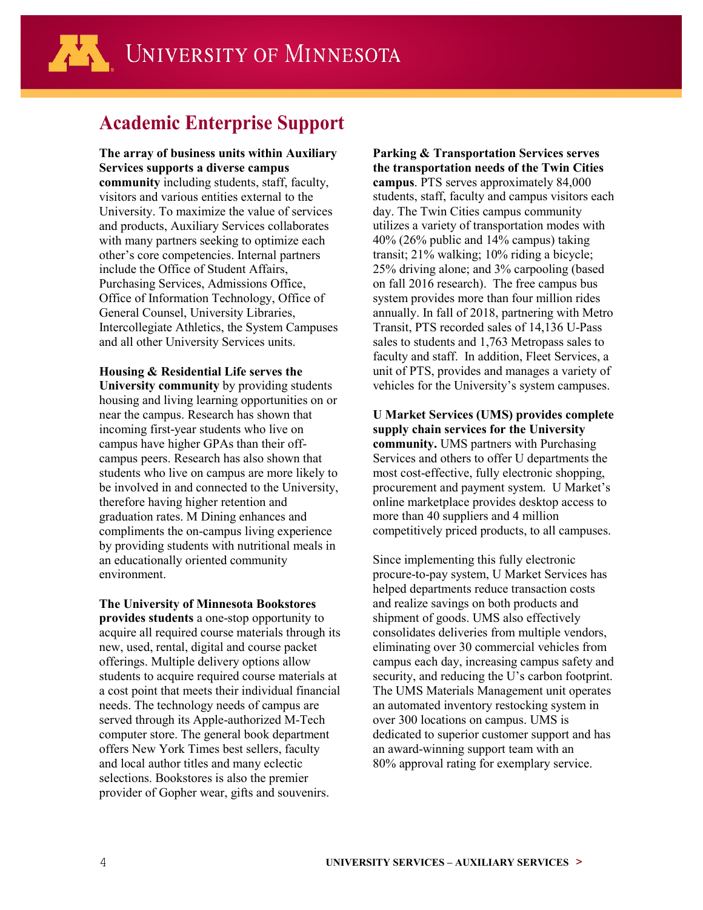# Academic Enterprise Support

**The array of business units within Auxiliary Services supports a diverse campus community** including students, staff, faculty, visitors and various entities external to the University. To maximize the value of services and products, Auxiliary Services collaborates with many partners seeking to optimize each other's core competencies. Internal partners include the Office of Student Affairs, Purchasing Services, Admissions Office, Office of Information Technology, Office of General Counsel, University Libraries, Intercollegiate Athletics, the System Campuses and all other University Services units.

**Housing & Residential Life serves the University community** by providing students housing and living learning opportunities on or near the campus. Research has shown that incoming first-year students who live on campus have higher GPAs than their off-campus peers. Research has also shown that students who live on campus are more likely to be involved in and connected to the University, therefore having higher retention and graduation rates. M Dining enhances and compliments the on-campus living experience by providing students with nutritional meals in an educationally oriented community environment.

**The University of Minnesota Bookstores provides students** a one-stop opportunity to acquire all required course materials through its new, used, rental, digital and course packet offerings. Multiple delivery options allow students to acquire required course materials at a cost point that meets their individual financial needs. The technology needs of campus are served through its Apple-authorized M-Tech computer store. The general book department offers New York Times best sellers, faculty and local author titles and many eclectic selections. Bookstores is also the premier provider of Gopher wear, gifts and souvenirs.

**Parking & Transportation Services serves the transportation needs of the Twin Cities campus**. PTS serves approximately 84,000 students, staff, faculty and campus visitors each day. The Twin Cities campus community utilizes a variety of transportation modes with 40% (26% public and 14% campus) taking transit; 21% walking; 10% riding a bicycle; 25% driving alone; and 3% carpooling (based on fall 2016 research). The free campus bus system provides more than four million rides annually. In fall of 2018, partnering with Metro Transit, PTS recorded sales of 14,136 U-Pass sales to students and 1,763 Metropass sales to faculty and staff. In addition, Fleet Services, a unit of PTS, provides and manages a variety of vehicles for the University's system campuses.

**U Market Services (UMS) provides complete supply chain services for the University community.** UMS partners with Purchasing Services and others to offer U departments the most cost-effective, fully electronic shopping, procurement and payment system. U Market's online marketplace provides desktop access to more than 40 suppliers and 4 million competitively priced products, to all campuses.

Since implementing this fully electronic procure-to-pay system, U Market Services has helped departments reduce transaction costs and realize savings on both products and shipment of goods. UMS also effectively consolidates deliveries from multiple vendors, eliminating over 30 commercial vehicles from campus each day, increasing campus safety and security, and reducing the U's carbon footprint. The UMS Materials Management unit operates an automated inventory restocking system in over 300 locations on campus. UMS is dedicated to superior customer support and has an award-winning support team with an 80% approval rating for exemplary service.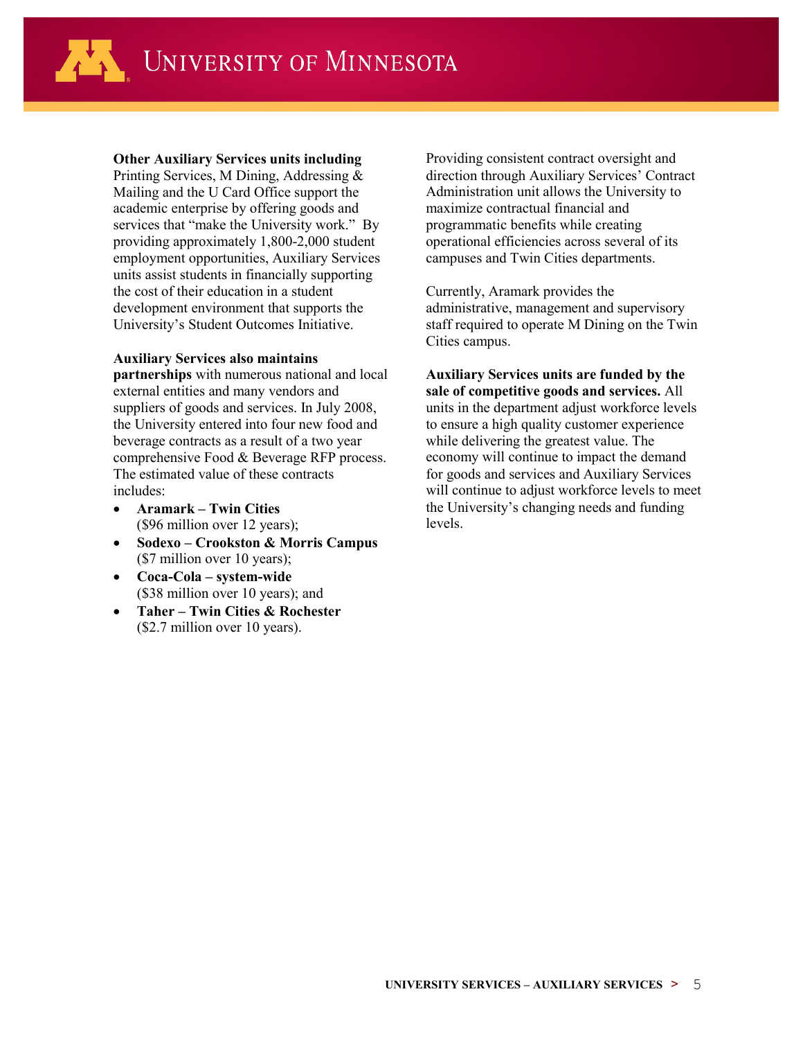**Other Auxiliary Services units including** Printing Services, M Dining, Addressing & Mailing and the U Card Office support the academic enterprise by offering goods and services that "make the University work." By providing approximately 1,800-2,000 student employment opportunities, Auxiliary Services units assist students in financially supporting the cost of their education in a student development environment that supports the University's Student Outcomes Initiative.

**Auxiliary Services also maintains partnerships** with numerous national and local external entities and many vendors and suppliers of goods and services. In July 2008, the University entered into four new food and beverage contracts as a result of a two year comprehensive Food & Beverage RFP process. The estimated value of these contracts includes:

- **Aramark – Twin Cities** ($96 million over 12 years);
- **Sodexo – Crookston & Morris Campus** ($7 million over 10 years);
- **Coca-Cola – system-wide** ($38 million over 10 years); and
- **Taher – Twin Cities & Rochester** ($2.7 million over 10 years).

Providing consistent contract oversight and direction through Auxiliary Services' Contract Administration unit allows the University to maximize contractual financial and programmatic benefits while creating operational efficiencies across several of its campuses and Twin Cities departments.

Currently, Aramark provides the administrative, management and supervisory staff required to operate M Dining on the Twin Cities campus.

**Auxiliary Services units are funded by the sale of competitive goods and services.** All units in the department adjust workforce levels to ensure a high quality customer experience while delivering the greatest value. The economy will continue to impact the demand for goods and services and Auxiliary Services will continue to adjust workforce levels to meet the University's changing needs and funding levels.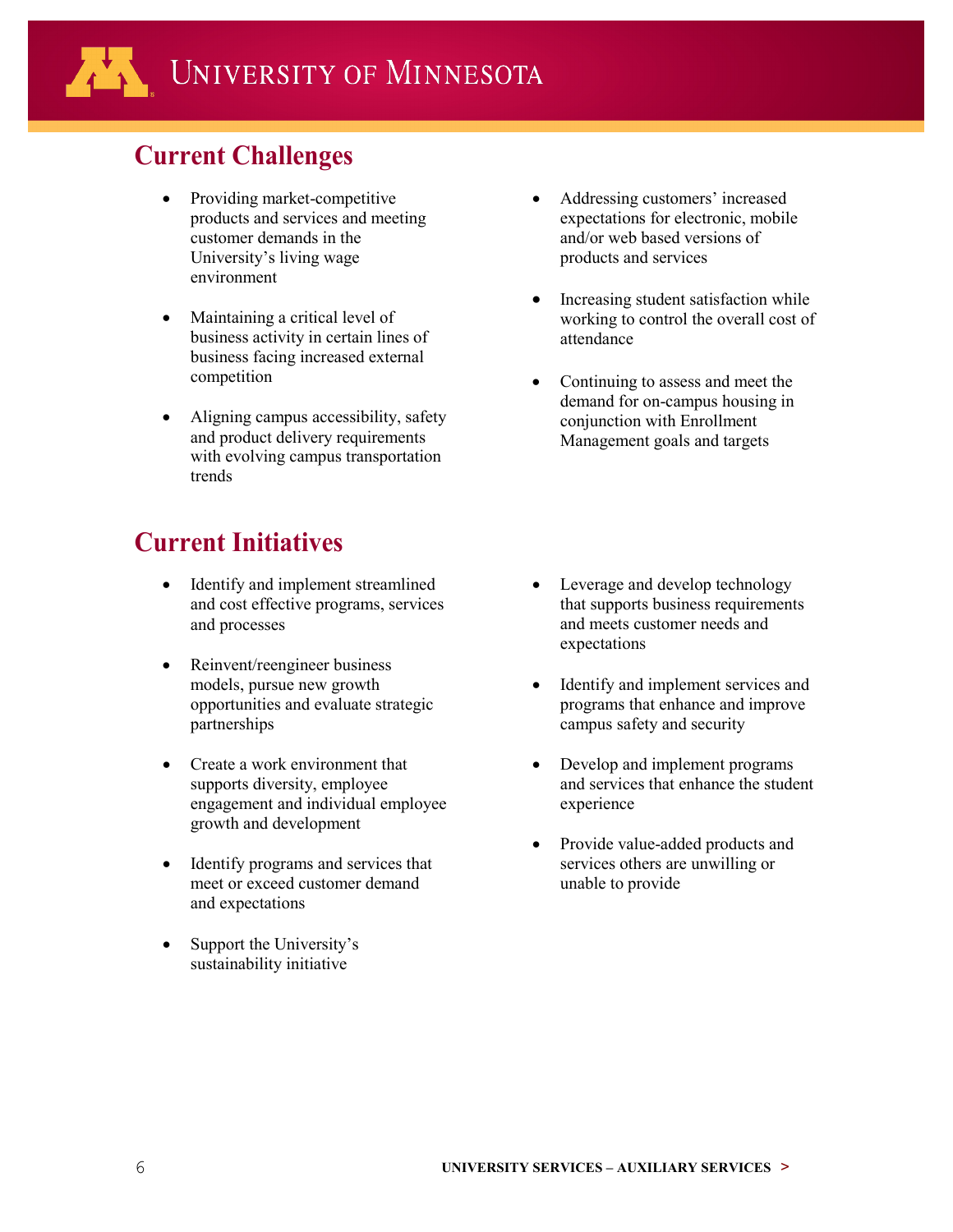## Current Challenges

- Providing market-competitive products and services and meeting customer demands in the University's living wage environment
- Maintaining a critical level of business activity in certain lines of business facing increased external competition
- Aligning campus accessibility, safety and product delivery requirements with evolving campus transportation trends
- Addressing customers' increased expectations for electronic, mobile and/or web based versions of products and services
- Increasing student satisfaction while working to control the overall cost of attendance
- Continuing to assess and meet the demand for on-campus housing in conjunction with Enrollment Management goals and targets

## Current Initiatives

- Identify and implement streamlined and cost effective programs, services and processes
- Reinvent/reengineer business models, pursue new growth opportunities and evaluate strategic partnerships
- Create a work environment that supports diversity, employee engagement and individual employee growth and development
- Identify programs and services that meet or exceed customer demand and expectations
- Support the University's sustainability initiative
- Leverage and develop technology that supports business requirements and meets customer needs and expectations
- Identify and implement services and programs that enhance and improve campus safety and security
- Develop and implement programs and services that enhance the student experience
- Provide value-added products and services others are unwilling or unable to provide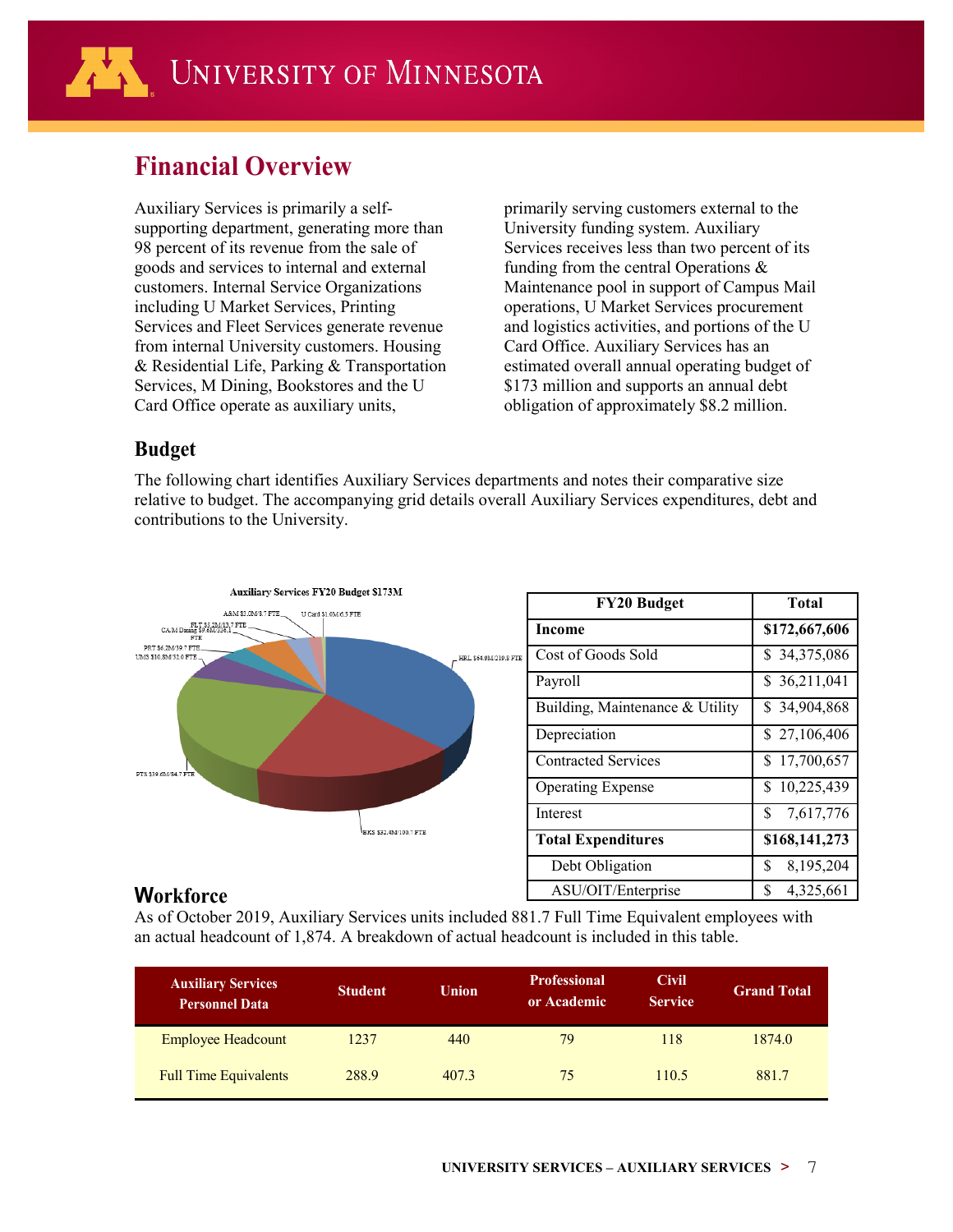## Financial Overview

Auxiliary Services is primarily a self-supporting department, generating more than 98 percent of its revenue from the sale of goods and services to internal and external customers. Internal Service Organizations including U Market Services, Printing Services and Fleet Services generate revenue from internal University customers. Housing & Residential Life, Parking & Transportation Services, M Dining, Bookstores and the U Card Office operate as auxiliary units, primarily serving customers external to the University funding system. Auxiliary Services receives less than two percent of its funding from the central Operations & Maintenance pool in support of Campus Mail operations, U Market Services procurement and logistics activities, and portions of the U Card Office. Auxiliary Services has an estimated overall annual operating budget of $173 million and supports an annual debt obligation of approximately $8.2 million.

### Budget

The following chart identifies Auxiliary Services departments and notes their comparative size relative to budget. The accompanying grid details overall Auxiliary Services expenditures, debt and contributions to the University.

Auxiliary Services FY20 Budget $173M

A&M $2.0M/8.7 FTE
U Card $1.0M/6.5 FTE
FLT $3.2M/13.7 FTE
CA/M Dining $9.6M/234.1 FTE
PRT $6.2M/39.7 FTE
UMS $10.8M/52.0 FTE
HRL $64.9M/219.8 FTE
PTS $39.6M/84.7 FTE
BKS $32.4M/100.7 FTE

| FY20 Budget | Total |
|---|---|
| **Income** | **$172,667,606** |
| Cost of Goods Sold | $ 34,375,086 |
| Payroll | $ 36,211,041 |
| Building, Maintenance & Utility | $ 34,904,868 |
| Depreciation | $ 27,106,406 |
| Contracted Services | $ 17,700,657 |
| Operating Expense | $ 10,225,439 |
| Interest | $ 7,617,776 |
| **Total Expenditures** | **$168,141,273** |
| Debt Obligation | $ 8,195,204 |
| ASU/OIT/Enterprise | $ 4,325,661 |

### Workforce

As of October 2019, Auxiliary Services units included 881.7 Full Time Equivalent employees with an actual headcount of 1,874. A breakdown of actual headcount is included in this table.

| Auxiliary Services Personnel Data | Student | Union | Professional or Academic | Civil Service | Grand Total |
|---|---|---|---|---|---|
| Employee Headcount | 1237 | 440 | 79 | 118 | 1874.0 |
| Full Time Equivalents | 288.9 | 407.3 | 75 | 110.5 | 881.7 |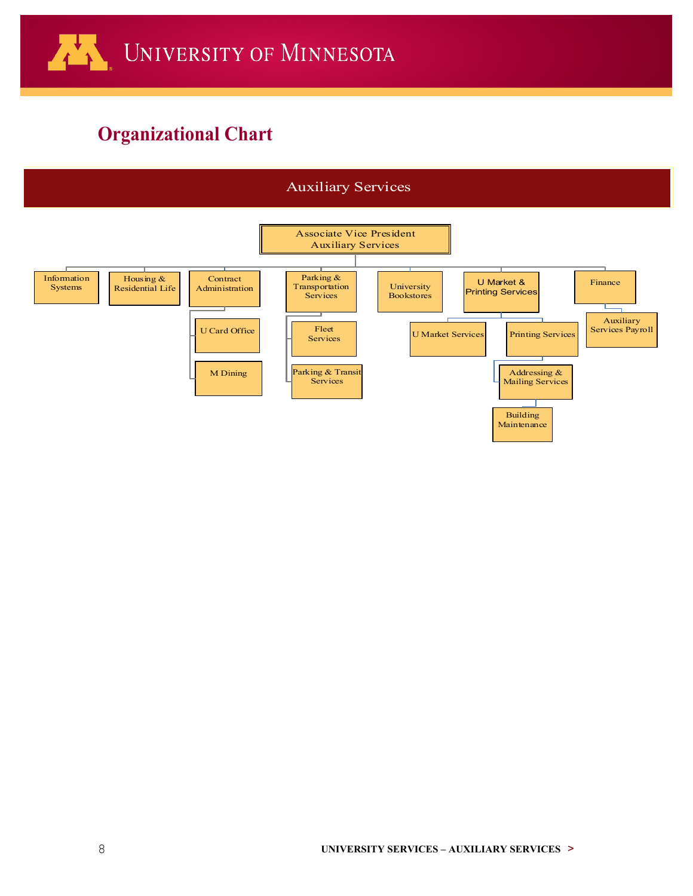## Organizational Chart

### Auxiliary Services

- **Associate Vice President Auxiliary Services**
  - Information Systems
  - Housing & Residential Life
  - Contract Administration
    - U Card Office
    - M Dining
  - Parking & Transportation Services
    - Fleet Services
    - Parking & Transit Services
  - University Bookstores
  - U Market & Printing Services
    - U Market Services
    - Printing Services
      - Addressing & Mailing Services
        - Building Maintenance
  - Finance
    - Auxiliary Services Payroll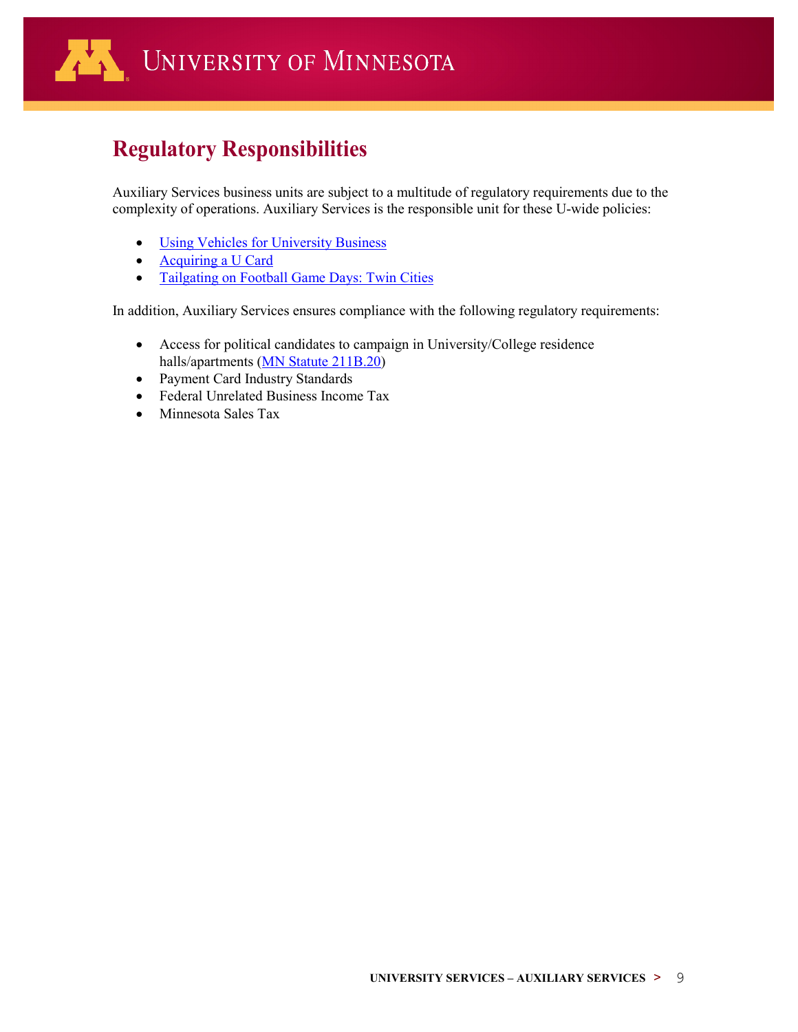# Regulatory Responsibilities

Auxiliary Services business units are subject to a multitude of regulatory requirements due to the complexity of operations. Auxiliary Services is the responsible unit for these U-wide policies:

- Using Vehicles for University Business
- Acquiring a U Card
- Tailgating on Football Game Days: Twin Cities

In addition, Auxiliary Services ensures compliance with the following regulatory requirements:

- Access for political candidates to campaign in University/College residence halls/apartments (MN Statute 211B.20)
- Payment Card Industry Standards
- Federal Unrelated Business Income Tax
- Minnesota Sales Tax